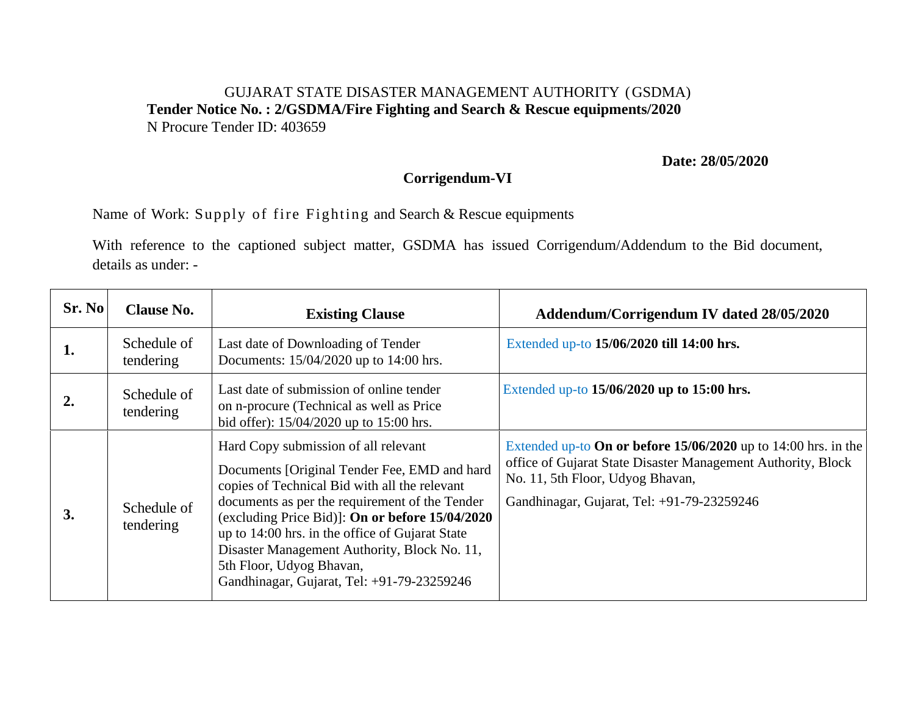GUJARAT STATE DISASTER MANAGEMENT AUTHORITY (GSDMA)

**Tender Notice No. : 2/GSDMA/Fire Fighting and Search & Rescue equipments/2020**

N Procure Tender ID: 403659

**Date: 28/05/2020**

## Corrigendum-VI

Name of Work: Supply of fire Fighting and Search & Rescue equipments

With reference to the captioned subject matter, GSDMA has issued Corrigendum/Addendum to the Bid document, details as under: -

| Sr. No | Clause No. | Existing Clause | Addendum/Corrigendum IV dated 28/05/2020 |
|---|---|---|---|
| **1.** | Schedule of tendering | Last date of Downloading of Tender Documents: 15/04/2020 up to 14:00 hrs. | Extended up-to **15/06/2020 till 14:00 hrs.** |
| **2.** | Schedule of tendering | Last date of submission of online tender on n-procure (Technical as well as Price bid offer): 15/04/2020 up to 15:00 hrs. | Extended up-to **15/06/2020 up to 15:00 hrs.** |
| **3.** | Schedule of tendering | Hard Copy submission of all relevant Documents [Original Tender Fee, EMD and hard copies of Technical Bid with all the relevant documents as per the requirement of the Tender (excluding Price Bid)]: **On or before 15/04/2020** up to 14:00 hrs. in the office of Gujarat State Disaster Management Authority, Block No. 11, 5th Floor, Udyog Bhavan, Gandhinagar, Gujarat, Tel: +91-79-23259246 | Extended up-to **On or before 15/06/2020** up to 14:00 hrs. in the office of Gujarat State Disaster Management Authority, Block No. 11, 5th Floor, Udyog Bhavan, Gandhinagar, Gujarat, Tel: +91-79-23259246 |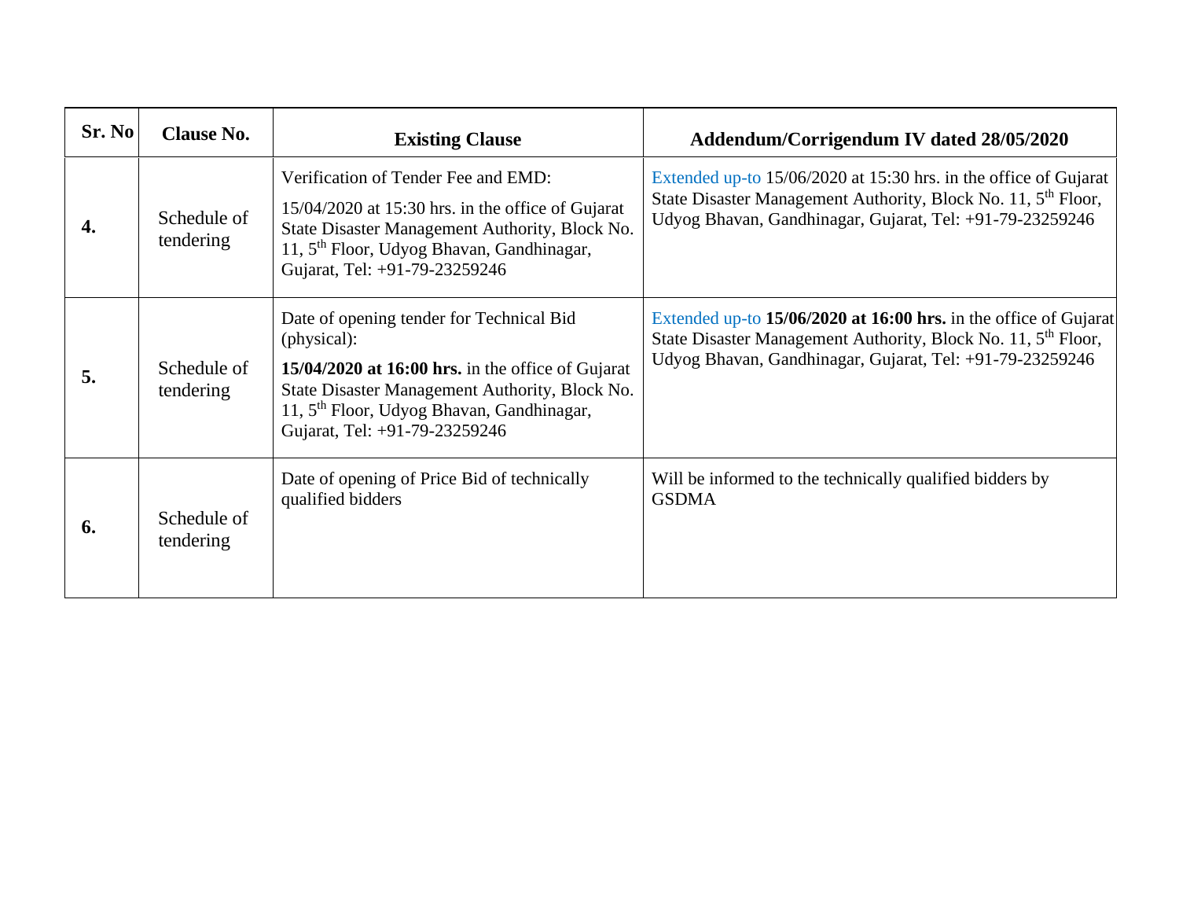| Sr. No | Clause No. | Existing Clause | Addendum/Corrigendum IV dated 28/05/2020 |
|---|---|---|---|
| **4.** | Schedule of tendering | Verification of Tender Fee and EMD:<br>15/04/2020 at 15:30 hrs. in the office of Gujarat State Disaster Management Authority, Block No. 11, 5th Floor, Udyog Bhavan, Gandhinagar, Gujarat, Tel: +91-79-23259246 | Extended up-to 15/06/2020 at 15:30 hrs. in the office of Gujarat State Disaster Management Authority, Block No. 11, 5th Floor, Udyog Bhavan, Gandhinagar, Gujarat, Tel: +91-79-23259246 |
| **5.** | Schedule of tendering | Date of opening tender for Technical Bid (physical):<br>**15/04/2020 at 16:00 hrs.** in the office of Gujarat State Disaster Management Authority, Block No. 11, 5th Floor, Udyog Bhavan, Gandhinagar, Gujarat, Tel: +91-79-23259246 | Extended up-to **15/06/2020 at 16:00 hrs.** in the office of Gujarat State Disaster Management Authority, Block No. 11, 5th Floor, Udyog Bhavan, Gandhinagar, Gujarat, Tel: +91-79-23259246 |
| **6.** | Schedule of tendering | Date of opening of Price Bid of technically qualified bidders | Will be informed to the technically qualified bidders by GSDMA |